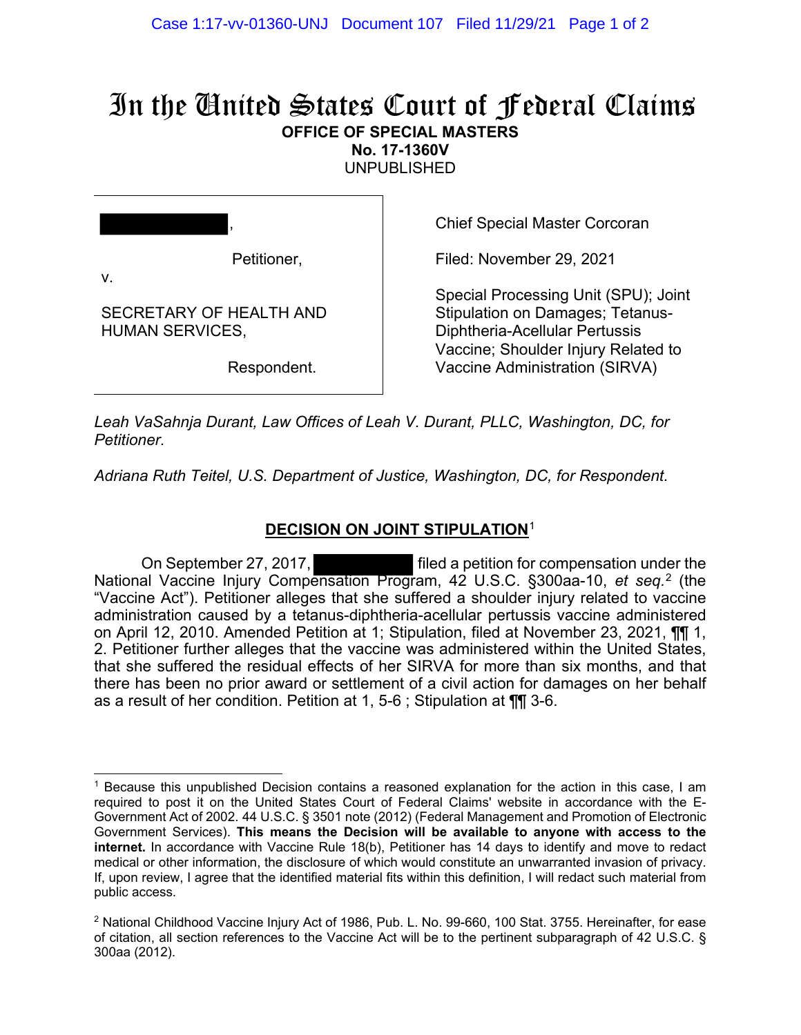# In the United States Court of Federal Claims

**OFFICE OF SPECIAL MASTERS**
**No. 17-1360V**
UNPUBLISHED

[REDACTED],

Petitioner,

v.

SECRETARY OF HEALTH AND HUMAN SERVICES,

Respondent.

Chief Special Master Corcoran

Filed: November 29, 2021

Special Processing Unit (SPU); Joint Stipulation on Damages; Tetanus-Diphtheria-Acellular Pertussis Vaccine; Shoulder Injury Related to Vaccine Administration (SIRVA)

*Leah VaSahnja Durant, Law Offices of Leah V. Durant, PLLC, Washington, DC, for Petitioner.*

*Adriana Ruth Teitel, U.S. Department of Justice, Washington, DC, for Respondent.*

## DECISION ON JOINT STIPULATION[1]

On September 27, 2017, [REDACTED] filed a petition for compensation under the National Vaccine Injury Compensation Program, 42 U.S.C. §300aa-10, *et seq.*[2] (the "Vaccine Act"). Petitioner alleges that she suffered a shoulder injury related to vaccine administration caused by a tetanus-diphtheria-acellular pertussis vaccine administered on April 12, 2010. Amended Petition at 1; Stipulation, filed at November 23, 2021, ¶¶ 1, 2. Petitioner further alleges that the vaccine was administered within the United States, that she suffered the residual effects of her SIRVA for more than six months, and that there has been no prior award or settlement of a civil action for damages on her behalf as a result of her condition. Petition at 1, 5-6 ; Stipulation at ¶¶ 3-6.

---

[1] Because this unpublished Decision contains a reasoned explanation for the action in this case, I am required to post it on the United States Court of Federal Claims' website in accordance with the E-Government Act of 2002. 44 U.S.C. § 3501 note (2012) (Federal Management and Promotion of Electronic Government Services). **This means the Decision will be available to anyone with access to the internet.** In accordance with Vaccine Rule 18(b), Petitioner has 14 days to identify and move to redact medical or other information, the disclosure of which would constitute an unwarranted invasion of privacy. If, upon review, I agree that the identified material fits within this definition, I will redact such material from public access.

[2] National Childhood Vaccine Injury Act of 1986, Pub. L. No. 99-660, 100 Stat. 3755. Hereinafter, for ease of citation, all section references to the Vaccine Act will be to the pertinent subparagraph of 42 U.S.C. § 300aa (2012).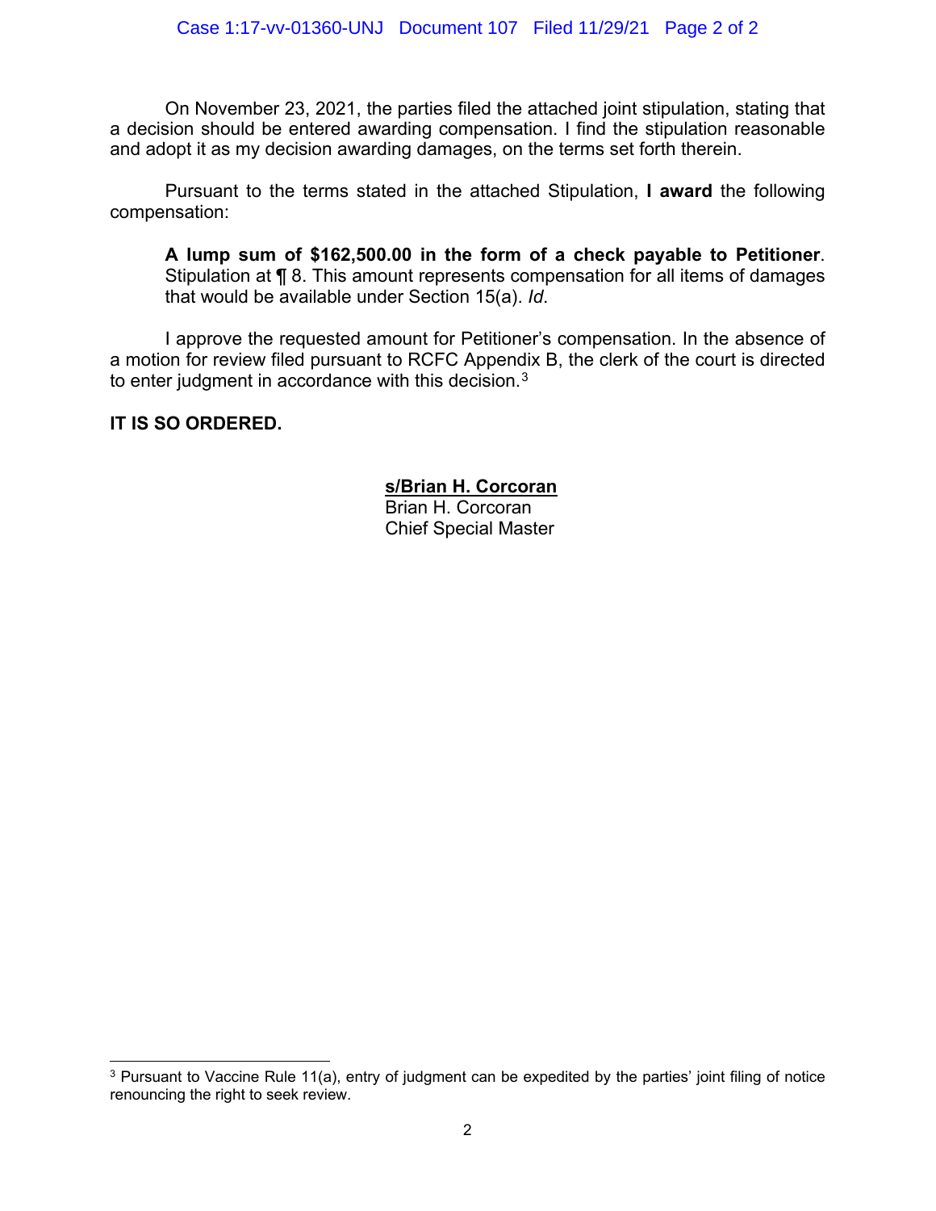On November 23, 2021, the parties filed the attached joint stipulation, stating that a decision should be entered awarding compensation. I find the stipulation reasonable and adopt it as my decision awarding damages, on the terms set forth therein.

Pursuant to the terms stated in the attached Stipulation, **I award** the following compensation:

> **A lump sum of $162,500.00 in the form of a check payable to Petitioner**. Stipulation at ¶ 8. This amount represents compensation for all items of damages that would be available under Section 15(a). *Id*.

I approve the requested amount for Petitioner's compensation. In the absence of a motion for review filed pursuant to RCFC Appendix B, the clerk of the court is directed to enter judgment in accordance with this decision.[3]

**IT IS SO ORDERED.**

**s/Brian H. Corcoran**
Brian H. Corcoran
Chief Special Master

---

[3] Pursuant to Vaccine Rule 11(a), entry of judgment can be expedited by the parties' joint filing of notice renouncing the right to seek review.